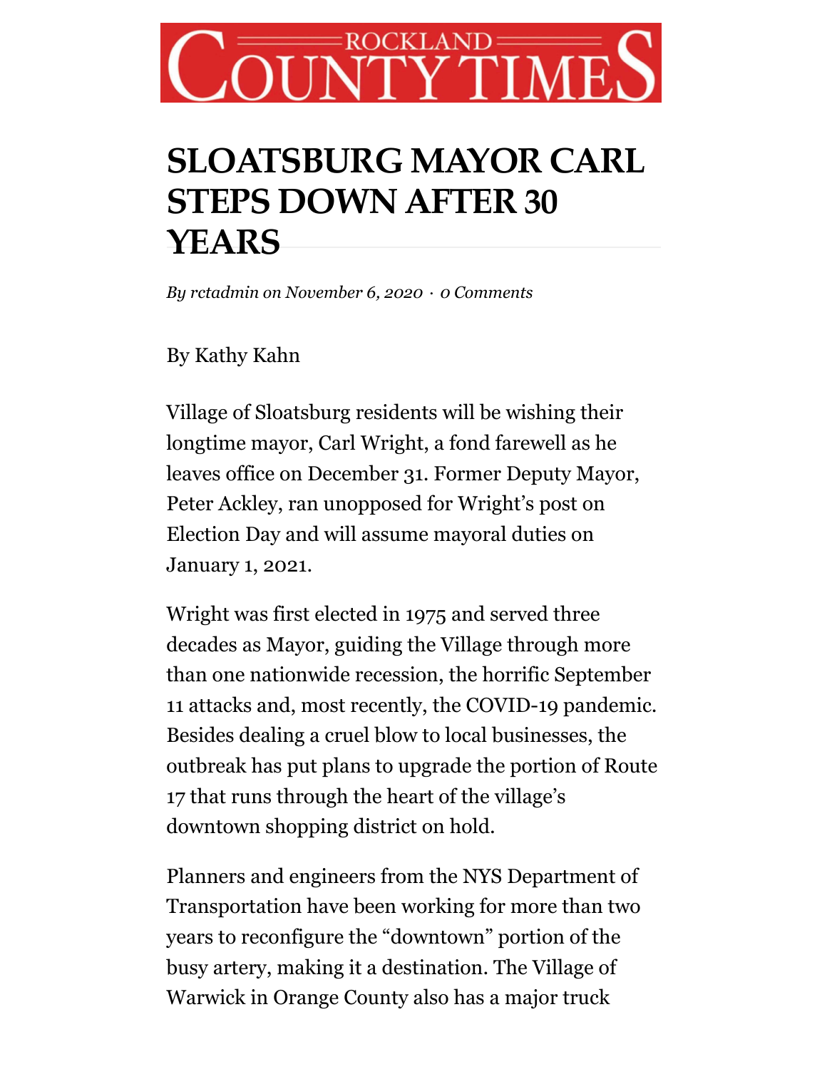ROCKLAND COUNTY TIMES

# SLOATSBURG MAYOR CARL STEPS DOWN AFTER 30 YEARS

*By rctadmin on November 6, 2020 · 0 Comments*

By Kathy Kahn

Village of Sloatsburg residents will be wishing their longtime mayor, Carl Wright, a fond farewell as he leaves office on December 31. Former Deputy Mayor, Peter Ackley, ran unopposed for Wright's post on Election Day and will assume mayoral duties on January 1, 2021.

Wright was first elected in 1975 and served three decades as Mayor, guiding the Village through more than one nationwide recession, the horrific September 11 attacks and, most recently, the COVID-19 pandemic. Besides dealing a cruel blow to local businesses, the outbreak has put plans to upgrade the portion of Route 17 that runs through the heart of the village's downtown shopping district on hold.

Planners and engineers from the NYS Department of Transportation have been working for more than two years to reconfigure the "downtown" portion of the busy artery, making it a destination. The Village of Warwick in Orange County also has a major truck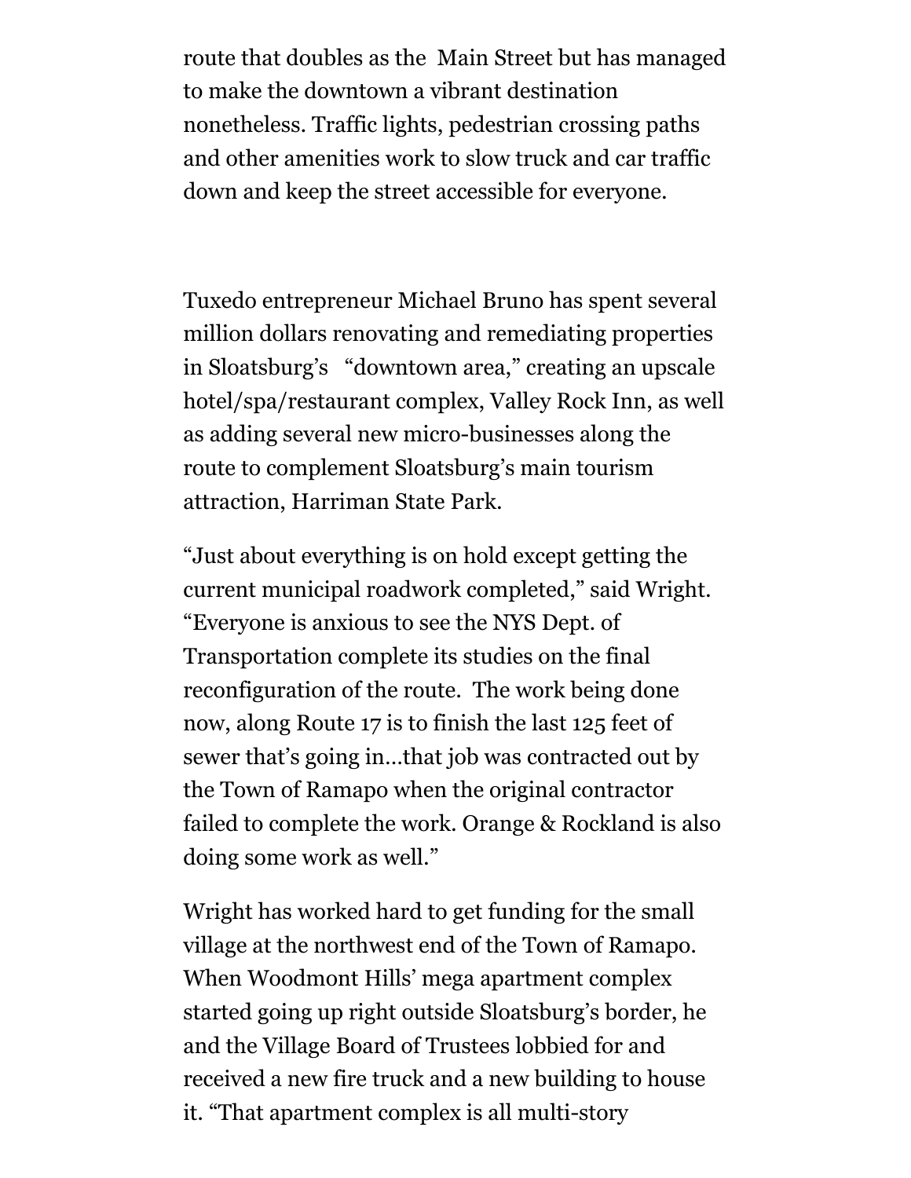route that doubles as the Main Street but has managed to make the downtown a vibrant destination nonetheless. Traffic lights, pedestrian crossing paths and other amenities work to slow truck and car traffic down and keep the street accessible for everyone.

Tuxedo entrepreneur Michael Bruno has spent several million dollars renovating and remediating properties in Sloatsburg's "downtown area," creating an upscale hotel/spa/restaurant complex, Valley Rock Inn, as well as adding several new micro-businesses along the route to complement Sloatsburg's main tourism attraction, Harriman State Park.

"Just about everything is on hold except getting the current municipal roadwork completed," said Wright. "Everyone is anxious to see the NYS Dept. of Transportation complete its studies on the final reconfiguration of the route. The work being done now, along Route 17 is to finish the last 125 feet of sewer that's going in…that job was contracted out by the Town of Ramapo when the original contractor failed to complete the work. Orange & Rockland is also doing some work as well."

Wright has worked hard to get funding for the small village at the northwest end of the Town of Ramapo. When Woodmont Hills' mega apartment complex started going up right outside Sloatsburg's border, he and the Village Board of Trustees lobbied for and received a new fire truck and a new building to house it. "That apartment complex is all multi-story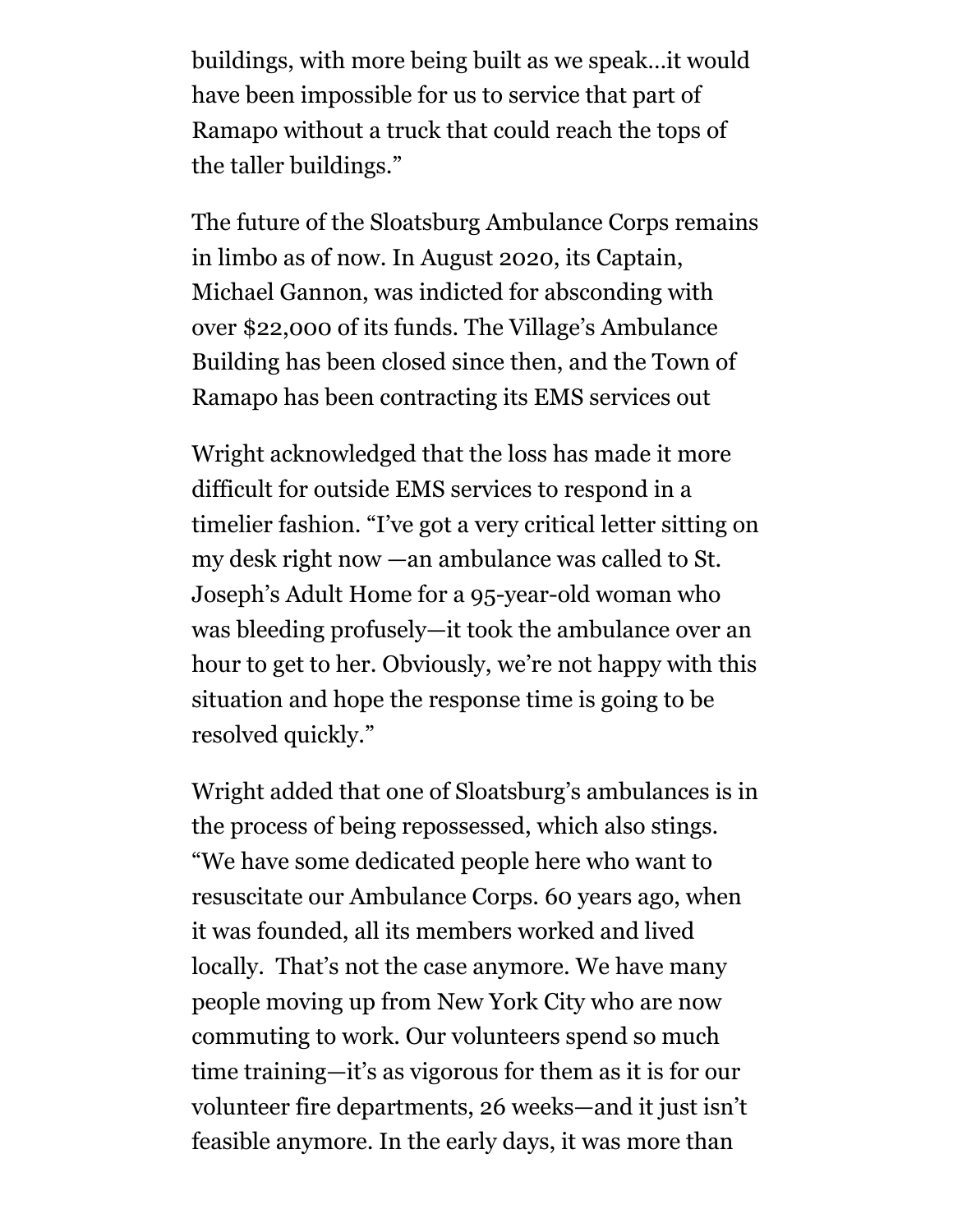buildings, with more being built as we speak…it would have been impossible for us to service that part of Ramapo without a truck that could reach the tops of the taller buildings."

The future of the Sloatsburg Ambulance Corps remains in limbo as of now. In August 2020, its Captain, Michael Gannon, was indicted for absconding with over $22,000 of its funds. The Village's Ambulance Building has been closed since then, and the Town of Ramapo has been contracting its EMS services out

Wright acknowledged that the loss has made it more difficult for outside EMS services to respond in a timelier fashion. "I've got a very critical letter sitting on my desk right now —an ambulance was called to St. Joseph's Adult Home for a 95-year-old woman who was bleeding profusely—it took the ambulance over an hour to get to her. Obviously, we're not happy with this situation and hope the response time is going to be resolved quickly."

Wright added that one of Sloatsburg's ambulances is in the process of being repossessed, which also stings. "We have some dedicated people here who want to resuscitate our Ambulance Corps. 60 years ago, when it was founded, all its members worked and lived locally. That's not the case anymore. We have many people moving up from New York City who are now commuting to work. Our volunteers spend so much time training—it's as vigorous for them as it is for our volunteer fire departments, 26 weeks—and it just isn't feasible anymore. In the early days, it was more than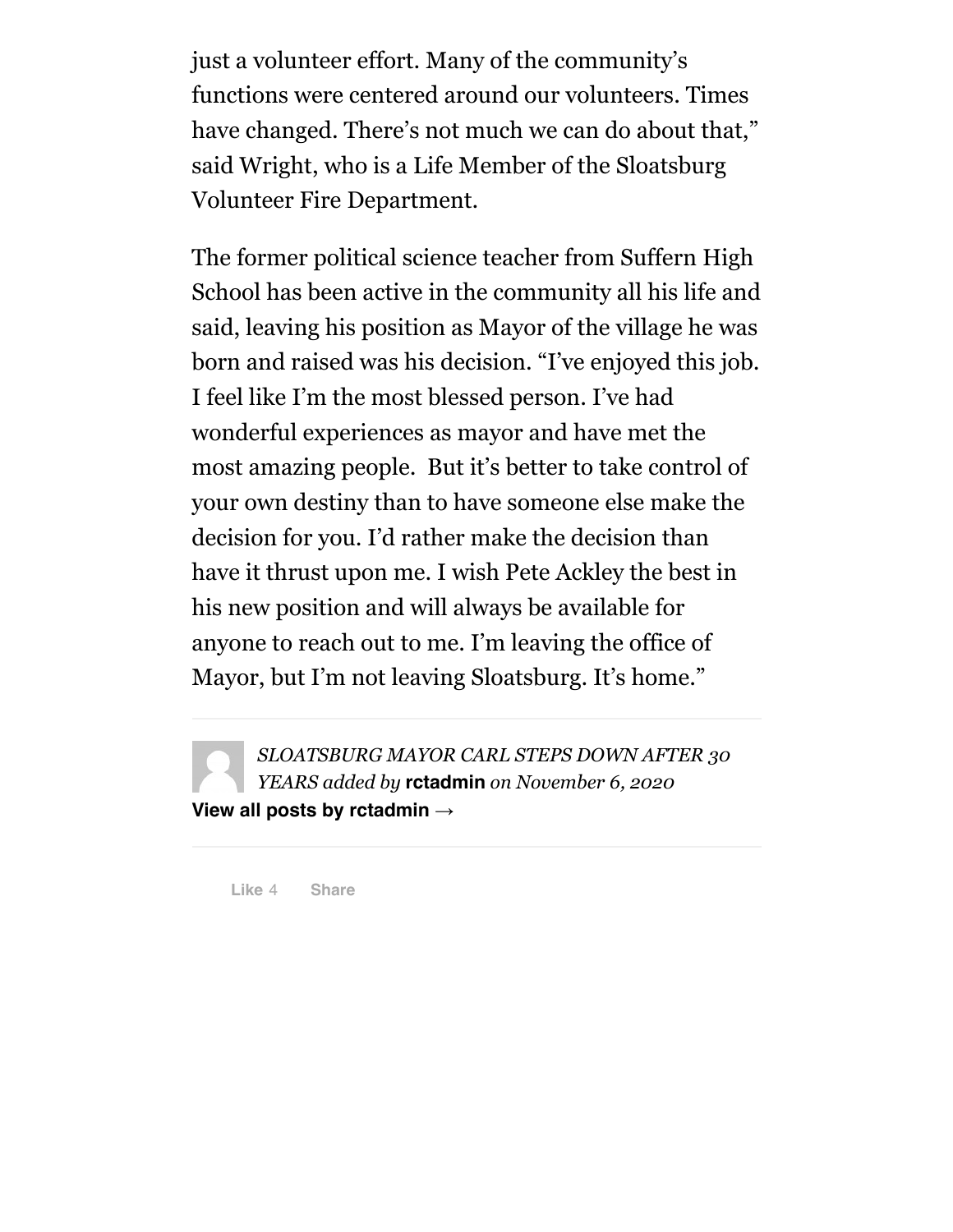just a volunteer effort. Many of the community's functions were centered around our volunteers. Times have changed. There's not much we can do about that," said Wright, who is a Life Member of the Sloatsburg Volunteer Fire Department.

The former political science teacher from Suffern High School has been active in the community all his life and said, leaving his position as Mayor of the village he was born and raised was his decision. "I've enjoyed this job. I feel like I'm the most blessed person. I've had wonderful experiences as mayor and have met the most amazing people. But it's better to take control of your own destiny than to have someone else make the decision for you. I'd rather make the decision than have it thrust upon me. I wish Pete Ackley the best in his new position and will always be available for anyone to reach out to me. I'm leaving the office of Mayor, but I'm not leaving Sloatsburg. It's home."

---

*SLOATSBURG MAYOR CARL STEPS DOWN AFTER 30 YEARS added by* **rctadmin** *on November 6, 2020*

**View all posts by rctadmin →**

---

Like 4 Share